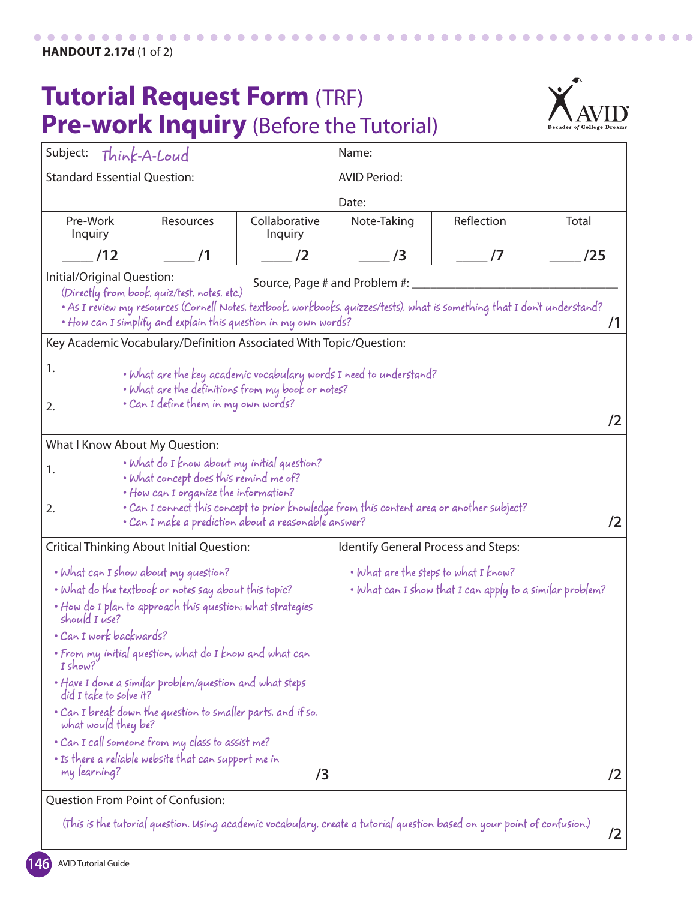**HANDOUT 2.17d** (1 of 2)

# Tutorial Request Form (TRF) Pre-work Inquiry (Before the Tutorial)

| Subject: *Think-A-Loud* | | | Name: | | |
|---|---|---|---|---|---|
| Standard Essential Question: | | | AVID Period: | | |
| | | | Date: | | |
| Pre-Work Inquiry | Resources | Collaborative Inquiry | Note-Taking | Reflection | Total |
| ____ /12 | ____ /1 | ____ /2 | ____ /3 | ____ /7 | ____ /25 |

**Initial/Original Question:** Source, Page # and Problem #: ______________________

*(Directly from book, quiz/test, notes, etc.)*

- *As I review my resources (Cornell Notes, textbook, workbooks, quizzes/tests), what is something that I don't understand?*
- *How can I simplify and explain this question in my own words?*

**/1**

**Key Academic Vocabulary/Definition Associated With Topic/Question:**

1.

2.

- *What are the key academic vocabulary words I need to understand?*
- *What are the definitions from my book or notes?*
- *Can I define them in my own words?*

**/2**

**What I Know About My Question:**

1.

2.

- *What do I know about my initial question?*
- *What concept does this remind me of?*
- *How can I organize the information?*
- *Can I connect this concept to prior knowledge from this content area or another subject?*
- *Can I make a prediction about a reasonable answer?*

**/2**

**Critical Thinking About Initial Question:**

- *What can I show about my question?*
- *What do the textbook or notes say about this topic?*
- *How do I plan to approach this question; what strategies should I use?*
- *Can I work backwards?*
- *From my initial question, what do I know and what can I show?*
- *Have I done a similar problem/question and what steps did I take to solve it?*
- *Can I break down the question to smaller parts, and if so, what would they be?*
- *Can I call someone from my class to assist me?*
- *Is there a reliable website that can support me in my learning?*

**/3**

**Identify General Process and Steps:**

- *What are the steps to what I know?*
- *What can I show that I can apply to a similar problem?*

**/2**

**Question From Point of Confusion:**

*(This is the tutorial question. Using academic vocabulary, create a tutorial question based on your point of confusion.)*

**/2**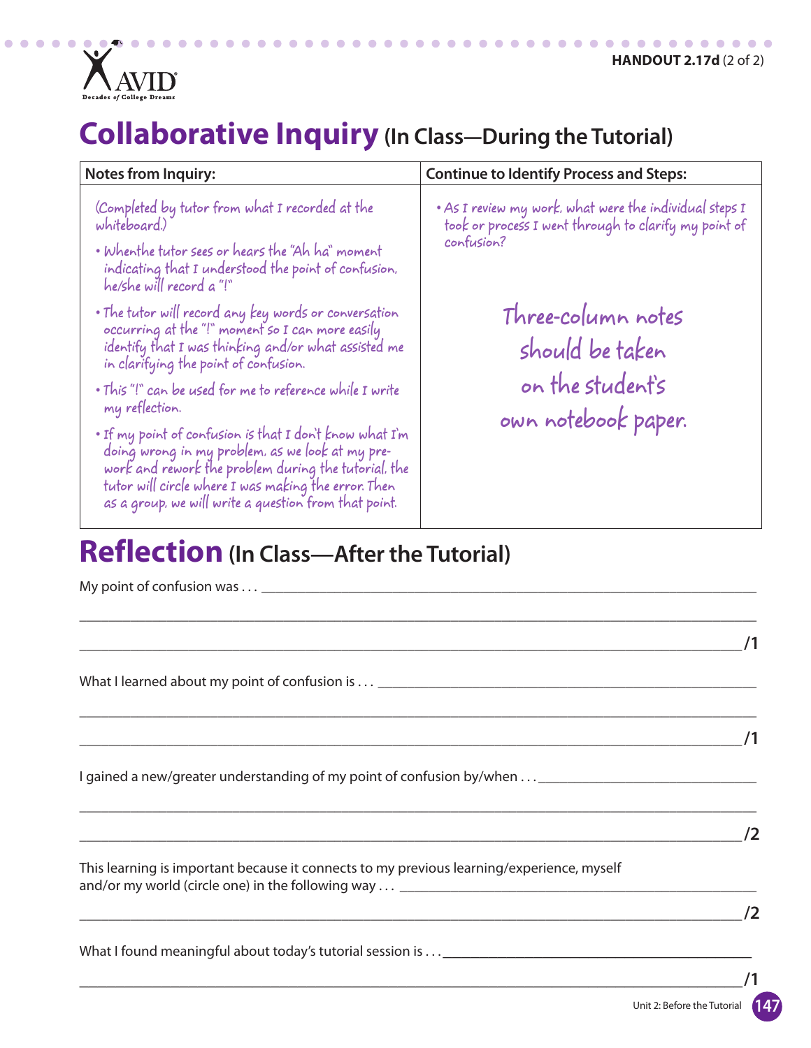# Collaborative Inquiry (In Class—During the Tutorial)

| Notes from Inquiry: | Continue to Identify Process and Steps: |
|---|---|
| (Completed by tutor from what I recorded at the whiteboard.)<br>• Whenthe tutor sees or hears the "Ah ha" moment indicating that I understood the point of confusion, he/she will record a "!"<br>• The tutor will record any key words or conversation occurring at the "!" moment so I can more easily identify that I was thinking and/or what assisted me in clarifying the point of confusion.<br>• This "!" can be used for me to reference while I write my reflection.<br>• If my point of confusion is that I don't know what I'm doing wrong in my problem, as we look at my pre-work and rework the problem during the tutorial, the tutor will circle where I was making the error. Then as a group, we will write a question from that point. | • As I review my work, what were the individual steps I took or process I went through to clarify my point of confusion?<br><br>Three-column notes should be taken on the student's own notebook paper. |

# Reflection (In Class—After the Tutorial)

My point of confusion was . . . ______________________________________________

______________________________________________________________________

______________________________________________________________________ /1

What I learned about my point of confusion is . . . ______________________________

______________________________________________________________________

______________________________________________________________________ /1

I gained a new/greater understanding of my point of confusion by/when . . . __________

______________________________________________________________________

______________________________________________________________________ /2

This learning is important because it connects to my previous learning/experience, myself and/or my world (circle one) in the following way . . . ______________________________

______________________________________________________________________ /2

What I found meaningful about today's tutorial session is . . . ____________________

______________________________________________________________________ /1